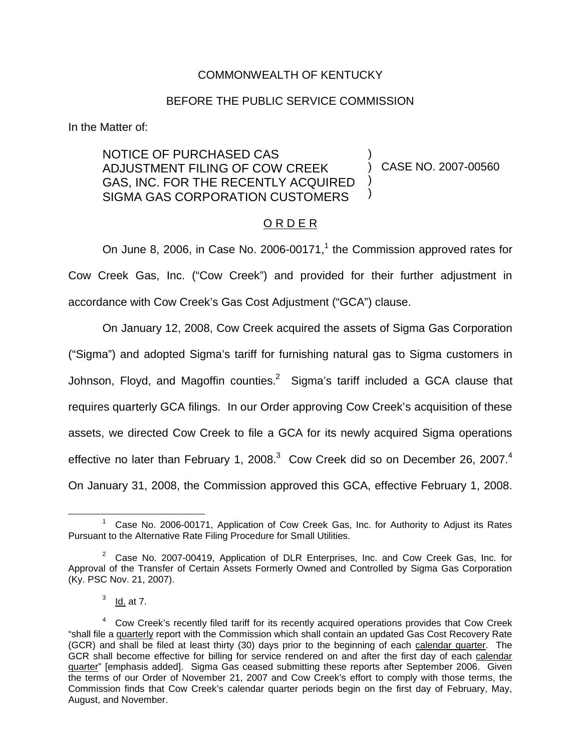COMMONWEALTH OF KENTUCKY

BEFORE THE PUBLIC SERVICE COMMISSION

In the Matter of:

NOTICE OF PURCHASED CAS ADJUSTMENT FILING OF COW CREEK GAS, INC. FOR THE RECENTLY ACQUIRED SIGMA GAS CORPORATION CUSTOMERS ) CASE NO. 2007-00560

O R D E R

On June 8, 2006, in Case No. 2006-00171,[1] the Commission approved rates for Cow Creek Gas, Inc. ("Cow Creek") and provided for their further adjustment in accordance with Cow Creek's Gas Cost Adjustment ("GCA") clause.

On January 12, 2008, Cow Creek acquired the assets of Sigma Gas Corporation ("Sigma") and adopted Sigma's tariff for furnishing natural gas to Sigma customers in Johnson, Floyd, and Magoffin counties.[2] Sigma's tariff included a GCA clause that requires quarterly GCA filings. In our Order approving Cow Creek's acquisition of these assets, we directed Cow Creek to file a GCA for its newly acquired Sigma operations effective no later than February 1, 2008.[3] Cow Creek did so on December 26, 2007.[4] On January 31, 2008, the Commission approved this GCA, effective February 1, 2008.

---

[1] Case No. 2006-00171, Application of Cow Creek Gas, Inc. for Authority to Adjust its Rates Pursuant to the Alternative Rate Filing Procedure for Small Utilities.

[2] Case No. 2007-00419, Application of DLR Enterprises, Inc. and Cow Creek Gas, Inc. for Approval of the Transfer of Certain Assets Formerly Owned and Controlled by Sigma Gas Corporation (Ky. PSC Nov. 21, 2007).

[3] Id. at 7.

[4] Cow Creek's recently filed tariff for its recently acquired operations provides that Cow Creek "shall file a quarterly report with the Commission which shall contain an updated Gas Cost Recovery Rate (GCR) and shall be filed at least thirty (30) days prior to the beginning of each calendar quarter. The GCR shall become effective for billing for service rendered on and after the first day of each calendar quarter" [emphasis added]. Sigma Gas ceased submitting these reports after September 2006. Given the terms of our Order of November 21, 2007 and Cow Creek's effort to comply with those terms, the Commission finds that Cow Creek's calendar quarter periods begin on the first day of February, May, August, and November.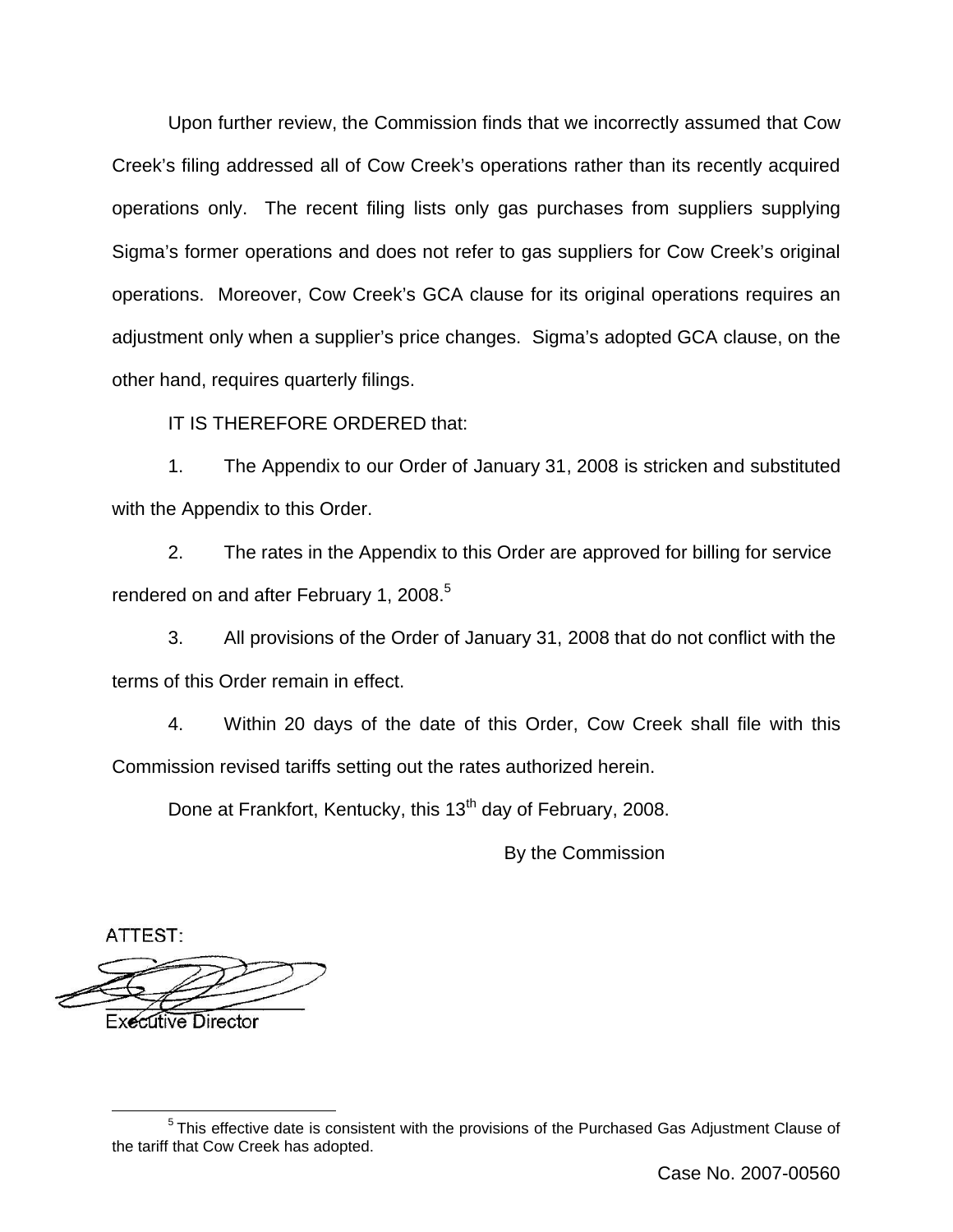Upon further review, the Commission finds that we incorrectly assumed that Cow Creek's filing addressed all of Cow Creek's operations rather than its recently acquired operations only. The recent filing lists only gas purchases from suppliers supplying Sigma's former operations and does not refer to gas suppliers for Cow Creek's original operations. Moreover, Cow Creek's GCA clause for its original operations requires an adjustment only when a supplier's price changes. Sigma's adopted GCA clause, on the other hand, requires quarterly filings.

IT IS THEREFORE ORDERED that:

1. The Appendix to our Order of January 31, 2008 is stricken and substituted with the Appendix to this Order.

2. The rates in the Appendix to this Order are approved for billing for service rendered on and after February 1, 2008.[5]

3. All provisions of the Order of January 31, 2008 that do not conflict with the terms of this Order remain in effect.

4. Within 20 days of the date of this Order, Cow Creek shall file with this Commission revised tariffs setting out the rates authorized herein.

Done at Frankfort, Kentucky, this 13th day of February, 2008.

By the Commission

ATTEST:

Executive Director

[5] This effective date is consistent with the provisions of the Purchased Gas Adjustment Clause of the tariff that Cow Creek has adopted.

Case No. 2007-00560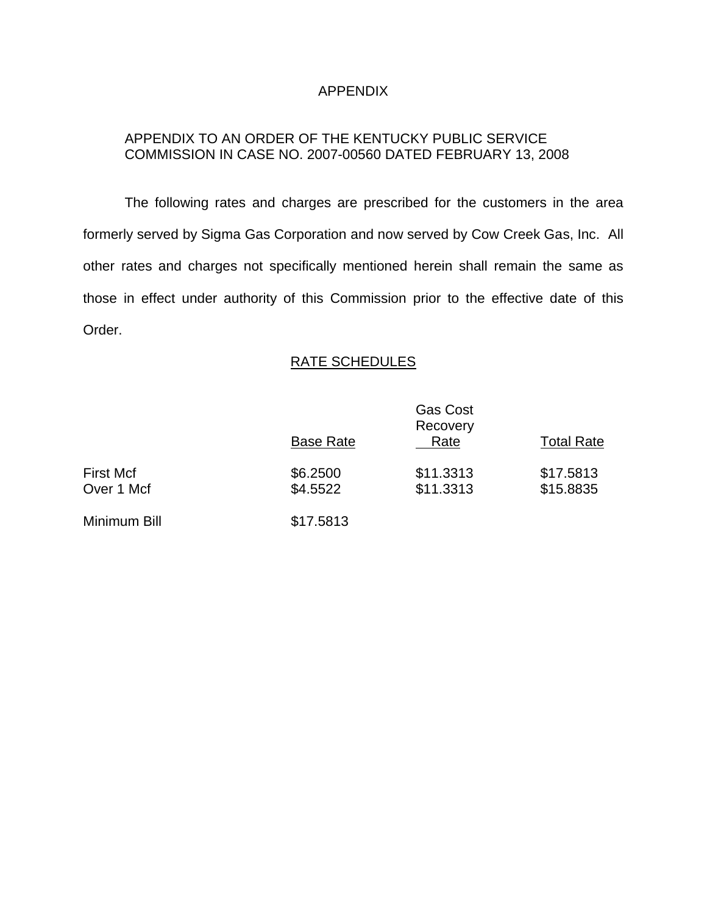# APPENDIX

APPENDIX TO AN ORDER OF THE KENTUCKY PUBLIC SERVICE COMMISSION IN CASE NO. 2007-00560 DATED FEBRUARY 13, 2008

The following rates and charges are prescribed for the customers in the area formerly served by Sigma Gas Corporation and now served by Cow Creek Gas, Inc. All other rates and charges not specifically mentioned herein shall remain the same as those in effect under authority of this Commission prior to the effective date of this Order.

## RATE SCHEDULES

| | Base Rate | Gas Cost Recovery Rate | Total Rate |
|---|---|---|---|
| First Mcf | $6.2500 | $11.3313 | $17.5813 |
| Over 1 Mcf | $4.5522 | $11.3313 | $15.8835 |
| Minimum Bill | $17.5813 | | |